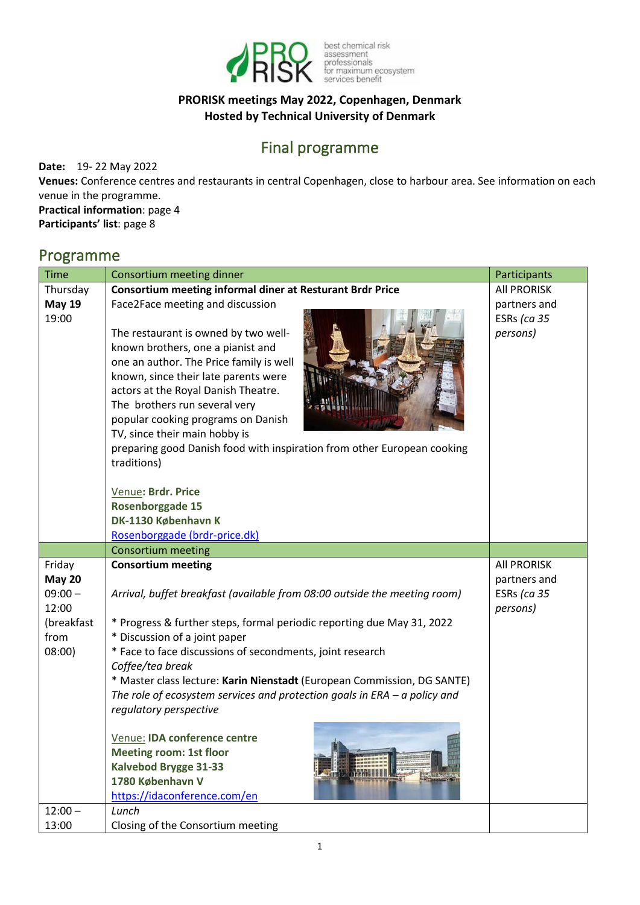**PRORISK meetings May 2022, Copenhagen, Denmark**
**Hosted by Technical University of Denmark**

# Final programme

**Date:** 19- 22 May 2022
**Venues:** Conference centres and restaurants in central Copenhagen, close to harbour area. See information on each venue in the programme.
**Practical information**: page 4
**Participants' list**: page 8

## Programme

| Time | Consortium meeting dinner | Participants |
|---|---|---|
| Thursday **May 19** 19:00 | **Consortium meeting informal diner at Resturant Brdr Price**<br>Face2Face meeting and discussion<br><br>The restaurant is owned by two well-known brothers, one a pianist and one an author. The Price family is well known, since their late parents were actors at the Royal Danish Theatre. The brothers run several very popular cooking programs on Danish TV, since their main hobby is preparing good Danish food with inspiration from other European cooking traditions)<br><br>Venue**: Brdr. Price**<br>**Rosenborggade 15**<br>**DK-1130 København K**<br>Rosenborggade (brdr-price.dk) | All PRORISK partners and ESRs *(ca 35 persons)* |
| | Consortium meeting | |
| Friday **May 20** 09:00 – 12:00 (breakfast from 08:00) | **Consortium meeting**<br><br>*Arrival, buffet breakfast (available from 08:00 outside the meeting room)*<br><br>* Progress & further steps, formal periodic reporting due May 31, 2022<br>* Discussion of a joint paper<br>* Face to face discussions of secondments, joint research<br>*Coffee/tea break*<br>* Master class lecture: **Karin Nienstadt** (European Commission, DG SANTE) *The role of ecosystem services and protection goals in ERA – a policy and regulatory perspective*<br><br>Venue: **IDA conference centre**<br>**Meeting room: 1st floor**<br>**Kalvebod Brygge 31-33**<br>**1780 København V**<br>https://idaconference.com/en | All PRORISK partners and ESRs *(ca 35 persons)* |
| 12:00 – 13:00 | *Lunch*<br>Closing of the Consortium meeting | |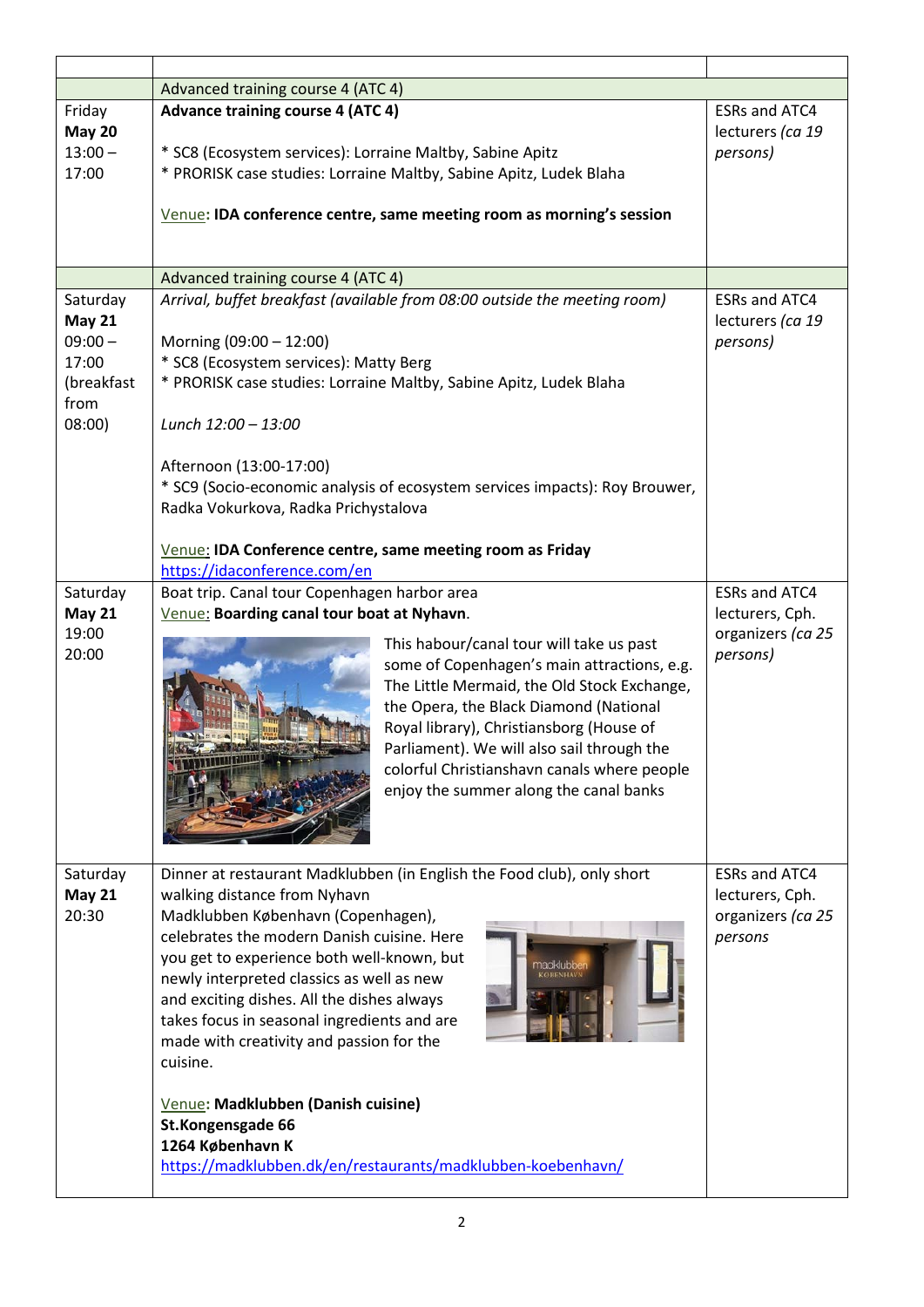| | | |
|---|---|---|
| | Advanced training course 4 (ATC 4) | |
| Friday **May 20** 13:00 – 17:00 | **Advance training course 4 (ATC 4)**<br><br>* SC8 (Ecosystem services): Lorraine Maltby, Sabine Apitz<br>* PRORISK case studies: Lorraine Maltby, Sabine Apitz, Ludek Blaha<br><br>Venue: **IDA conference centre, same meeting room as morning's session** | ESRs and ATC4 lecturers *(ca 19 persons)* |
| | Advanced training course 4 (ATC 4) | |
| Saturday **May 21** 09:00 – 17:00 (breakfast from 08:00) | *Arrival, buffet breakfast (available from 08:00 outside the meeting room)*<br><br>Morning (09:00 – 12:00)<br>* SC8 (Ecosystem services): Matty Berg<br>* PRORISK case studies: Lorraine Maltby, Sabine Apitz, Ludek Blaha<br><br>*Lunch 12:00 – 13:00*<br><br>Afternoon (13:00-17:00)<br>* SC9 (Socio-economic analysis of ecosystem services impacts): Roy Brouwer, Radka Vokurkova, Radka Prichystalova<br><br>Venue: **IDA Conference centre, same meeting room as Friday**<br>https://idaconference.com/en | ESRs and ATC4 lecturers *(ca 19 persons)* |
| Saturday **May 21** 19:00 20:00 | Boat trip. Canal tour Copenhagen harbor area<br>Venue: **Boarding canal tour boat at Nyhavn**.<br><br>This habour/canal tour will take us past some of Copenhagen's main attractions, e.g. The Little Mermaid, the Old Stock Exchange, the Opera, the Black Diamond (National Royal library), Christiansborg (House of Parliament). We will also sail through the colorful Christianshavn canals where people enjoy the summer along the canal banks | ESRs and ATC4 lecturers, Cph. organizers *(ca 25 persons)* |
| Saturday **May 21** 20:30 | Dinner at restaurant Madklubben (in English the Food club), only short walking distance from Nyhavn<br>Madklubben København (Copenhagen), celebrates the modern Danish cuisine. Here you get to experience both well-known, but newly interpreted classics as well as new and exciting dishes. All the dishes always takes focus in seasonal ingredients and are made with creativity and passion for the cuisine.<br><br>Venue: **Madklubben (Danish cuisine)**<br>**St.Kongensgade 66**<br>**1264 København K**<br>https://madklubben.dk/en/restaurants/madklubben-koebenhavn/ | ESRs and ATC4 lecturers, Cph. organizers *(ca 25 persons* |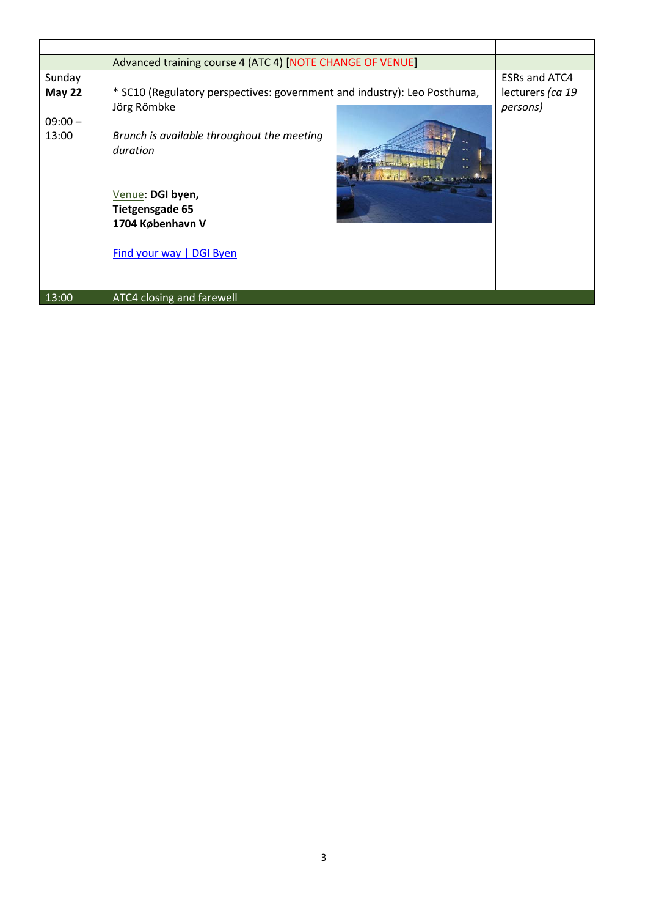| | | |
|---|---|---|
| | Advanced training course 4 (ATC 4) [NOTE CHANGE OF VENUE] | |
| Sunday **May 22** 09:00 – 13:00 | * SC10 (Regulatory perspectives: government and industry): Leo Posthuma, Jörg Römbke<br><br>*Brunch is available throughout the meeting duration*<br><br>Venue: **DGI byen, Tietgensgade 65 1704 København V**<br><br>Find your way \| DGI Byen | ESRs and ATC4 lecturers *(ca 19 persons)* |
| 13:00 | ATC4 closing and farewell | |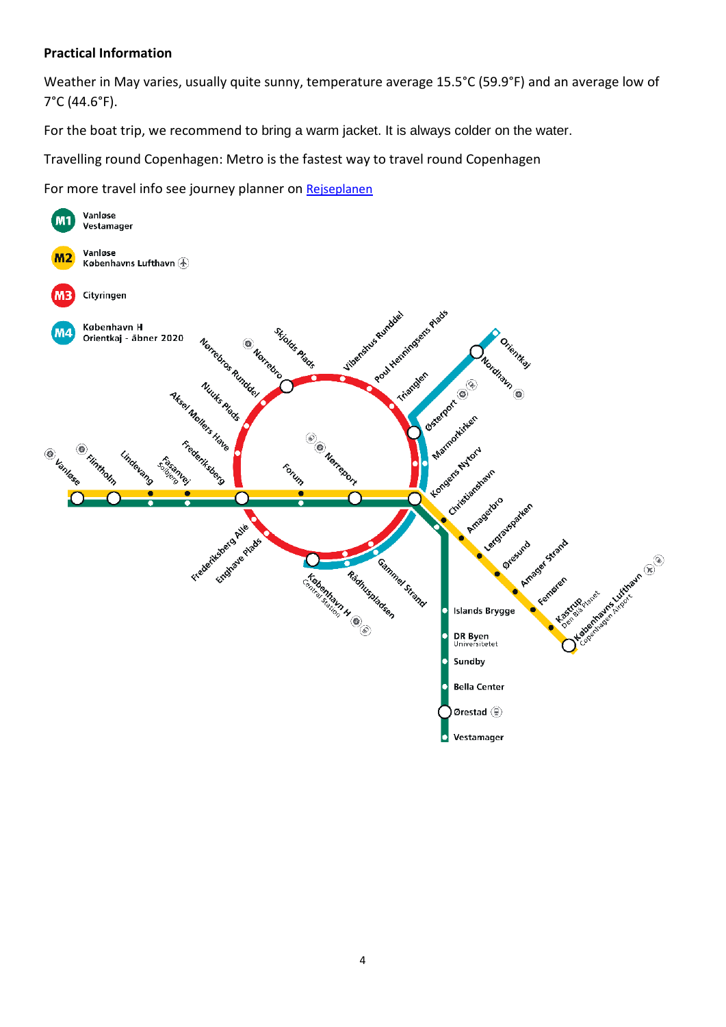**Practical Information**

Weather in May varies, usually quite sunny, temperature average 15.5°C (59.9°F) and an average low of 7°C (44.6°F).

For the boat trip, we recommend to bring a warm jacket. It is always colder on the water.

Travelling round Copenhagen: Metro is the fastest way to travel round Copenhagen

For more travel info see journey planner on [Rejseplanen]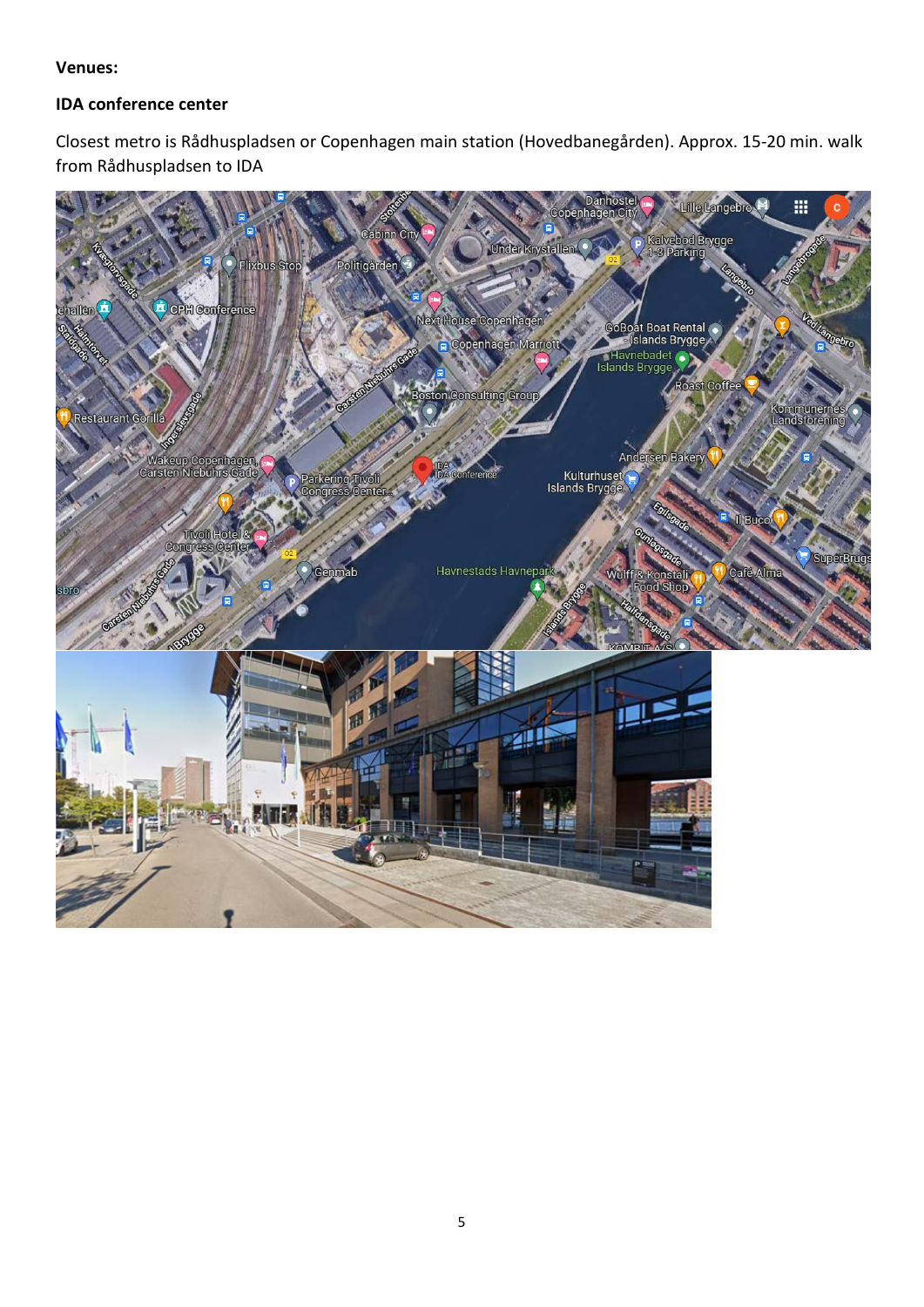**Venues:**

**IDA conference center**

Closest metro is Rådhuspladsen or Copenhagen main station (Hovedbanegården). Approx. 15-20 min. walk from Rådhuspladsen to IDA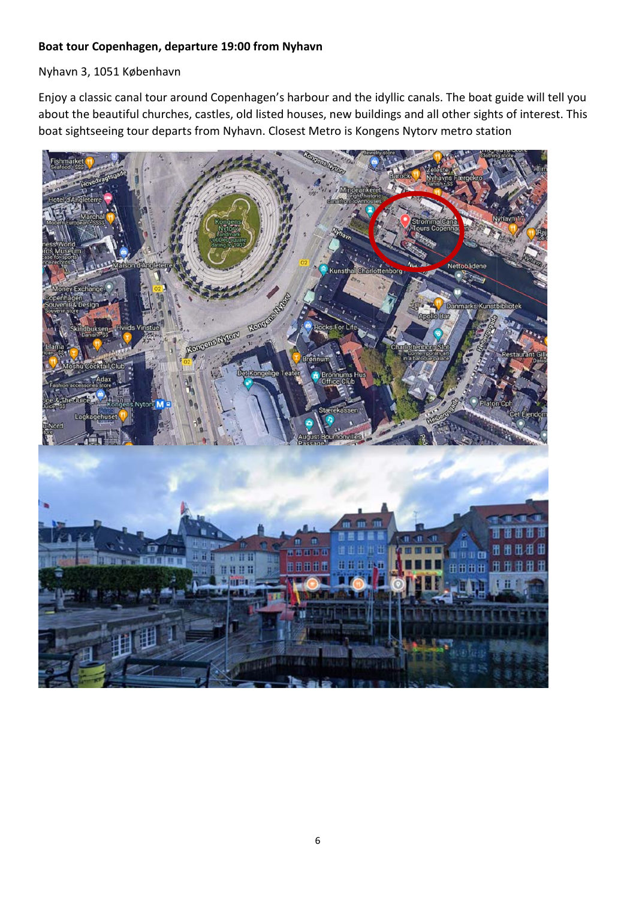**Boat tour Copenhagen, departure 19:00 from Nyhavn**

Nyhavn 3, 1051 København

Enjoy a classic canal tour around Copenhagen's harbour and the idyllic canals. The boat guide will tell you about the beautiful churches, castles, old listed houses, new buildings and all other sights of interest. This boat sightseeing tour departs from Nyhavn. Closest Metro is Kongens Nytorv metro station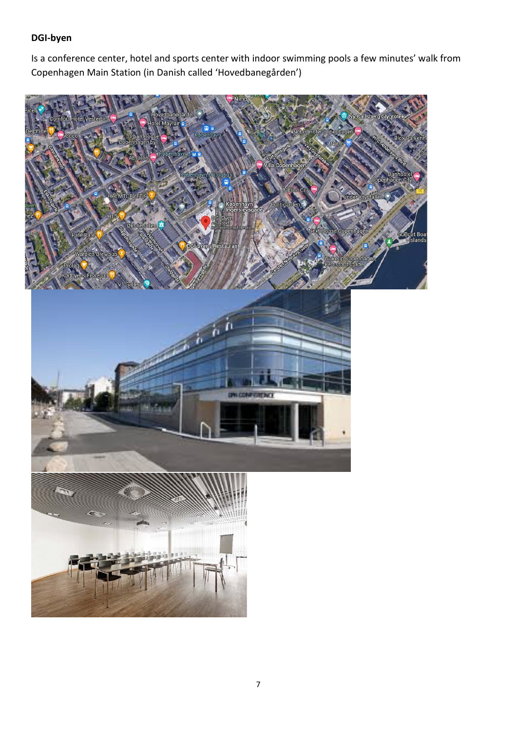**DGI-byen**

Is a conference center, hotel and sports center with indoor swimming pools a few minutes' walk from Copenhagen Main Station (in Danish called 'Hovedbanegården')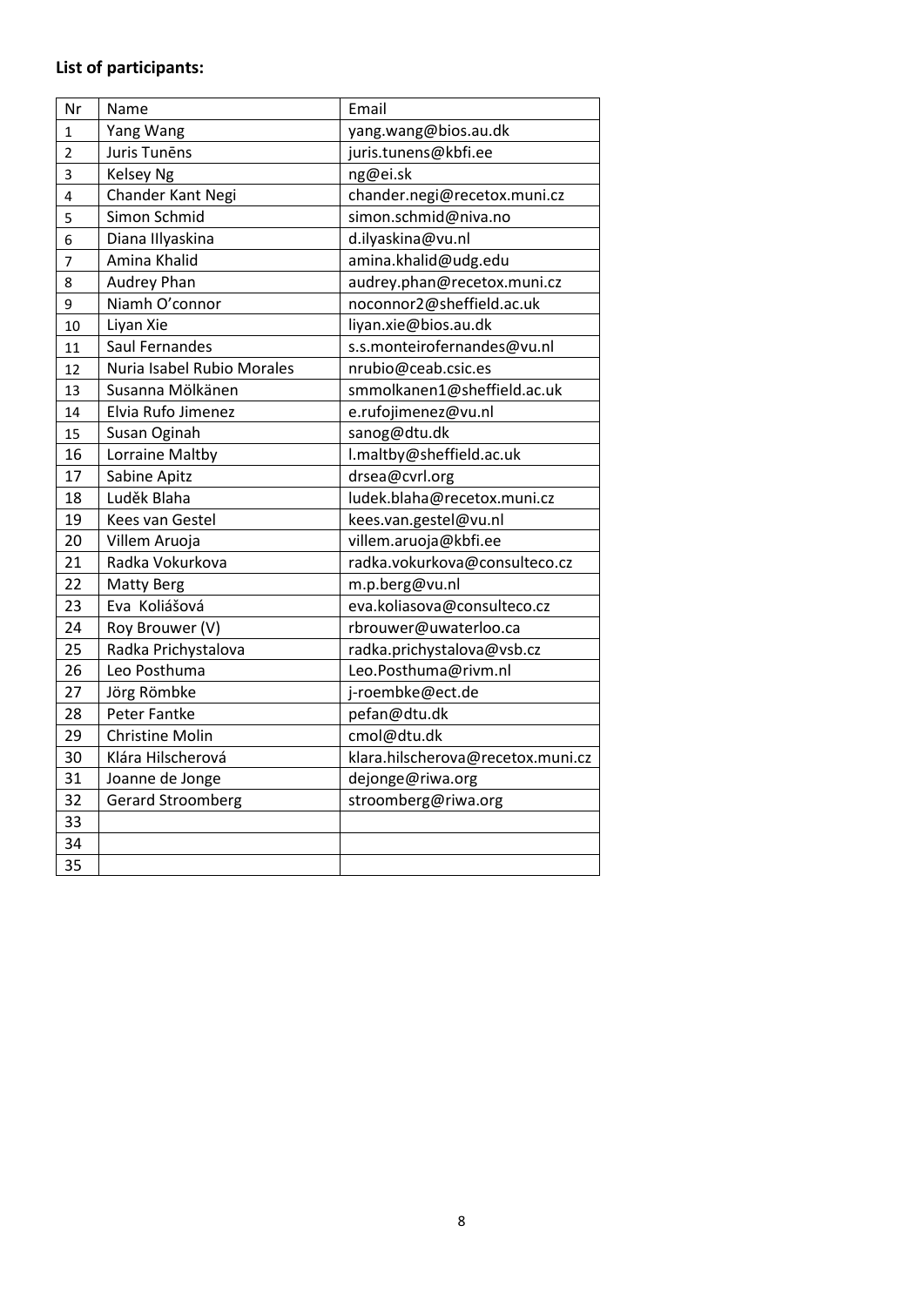**List of participants:**

| Nr | Name | Email |
|---|---|---|
| 1 | Yang Wang | yang.wang@bios.au.dk |
| 2 | Juris Tunēns | juris.tunens@kbfi.ee |
| 3 | Kelsey Ng | ng@ei.sk |
| 4 | Chander Kant Negi | chander.negi@recetox.muni.cz |
| 5 | Simon Schmid | simon.schmid@niva.no |
| 6 | Diana Illyaskina | d.ilyaskina@vu.nl |
| 7 | Amina Khalid | amina.khalid@udg.edu |
| 8 | Audrey Phan | audrey.phan@recetox.muni.cz |
| 9 | Niamh O'connor | noconnor2@sheffield.ac.uk |
| 10 | Liyan Xie | liyan.xie@bios.au.dk |
| 11 | Saul Fernandes | s.s.monteirofernandes@vu.nl |
| 12 | Nuria Isabel Rubio Morales | nrubio@ceab.csic.es |
| 13 | Susanna Mölkänen | smmolkanen1@sheffield.ac.uk |
| 14 | Elvia Rufo Jimenez | e.rufojimenez@vu.nl |
| 15 | Susan Oginah | sanog@dtu.dk |
| 16 | Lorraine Maltby | l.maltby@sheffield.ac.uk |
| 17 | Sabine Apitz | drsea@cvrl.org |
| 18 | Luděk Blaha | ludek.blaha@recetox.muni.cz |
| 19 | Kees van Gestel | kees.van.gestel@vu.nl |
| 20 | Villem Aruoja | villem.aruoja@kbfi.ee |
| 21 | Radka Vokurkova | radka.vokurkova@consulteco.cz |
| 22 | Matty Berg | m.p.berg@vu.nl |
| 23 | Eva Koliášová | eva.koliasova@consulteco.cz |
| 24 | Roy Brouwer (V) | rbrouwer@uwaterloo.ca |
| 25 | Radka Prichystalova | radka.prichystalova@vsb.cz |
| 26 | Leo Posthuma | Leo.Posthuma@rivm.nl |
| 27 | Jörg Römbke | j-roembke@ect.de |
| 28 | Peter Fantke | pefan@dtu.dk |
| 29 | Christine Molin | cmol@dtu.dk |
| 30 | Klára Hilscherová | klara.hilscherova@recetox.muni.cz |
| 31 | Joanne de Jonge | dejonge@riwa.org |
| 32 | Gerard Stroomberg | stroomberg@riwa.org |
| 33 | | |
| 34 | | |
| 35 | | |